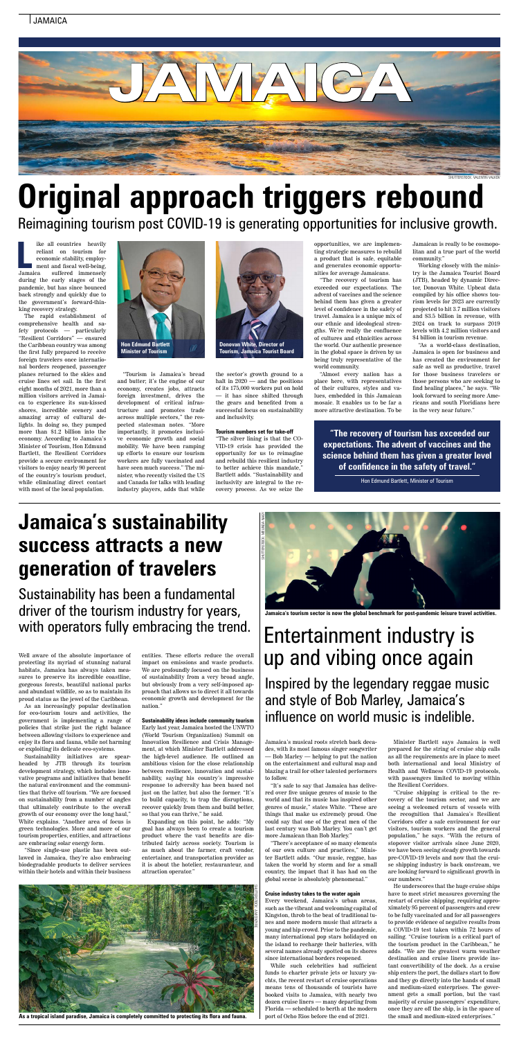# Original approach triggers rebound

Reimagining tourism post COVID-19 is generating opportunities for inclusive growth.

Like all countries heavily reliant on tourism for economic stability, employment and fiscal well-being, Jamaica suffered immensely during the early stages of the pandemic, but has since bounced back strongly and quickly due to the government's forward-thinking recovery strategy.

The rapid establishment of comprehensive health and safety protocols — particularly "Resilient Corridors" — ensured the Caribbean country was among the first fully prepared to receive foreign travelers once international borders reopened, passenger planes returned to the skies and cruise lines set sail. In the first eight months of 2021, more than a million visitors arrived in Jamaica to experience its sun-kissed shores, incredible scenery and amazing array of cultural delights. In doing so, they pumped more than $1.2 billion into the economy. According to Jamaica's Minister of Tourism, Hon Edmund Bartlett, the Resilient Corridors provide a secure environment for visitors to enjoy nearly 90 percent of the country's tourism product, while eliminating direct contact with most of the local population.

Hon Edmund Bartlett Minister of Tourism

Donovan White, Director of Tourism, Jamaica Tourist Board

"Tourism is Jamaica's bread and butter; it's the engine of our economy, creates jobs, attracts foreign investment, drives the development of critical infrastructure and promotes trade across multiple sectors," the respected statesman notes. "More importantly, it promotes inclusive economic growth and social mobility. We have been ramping up efforts to ensure our tourism workers are fully vaccinated and have seen much success." The minister, who recently visited the US and Canada for talks with leading industry players, adds that while the sector's growth ground to a halt in 2020 — and the positions of its 175,000 workers put on hold — it has since shifted through the gears and benefited from a successful focus on sustainability and inclusivity.

### Tourism numbers set for take-off

"The silver lining is that the COVID-19 crisis has provided the opportunity for us to reimagine and rebuild this resilient industry to better achieve this mandate," Bartlett adds. "Sustainability and inclusivity are integral to the recovery process. As we seize the opportunities, we are implementing strategic measures to rebuild a product that is safe, equitable and generates economic opportunities for average Jamaicans.

"The recovery of tourism has exceeded our expectations. The advent of vaccines and the science behind them has given a greater level of confidence in the safety of travel. Jamaica is a unique mix of our ethnic and ideological strengths. We're really the confluence of cultures and ethnicities across the world. Our authentic presence in the global space is driven by us being truly representative of the world community.

"Almost every nation has a place here, with representatives of their cultures, styles and values, embedded in this Jamaican mosaic. It enables us to be far a more attractive destination. To be Jamaican is really to be cosmopolitan and a true part of the world community."

Working closely with the ministry is the Jamaica Tourist Board (JTB), headed by dynamic Director, Donovan White. Upbeat data compiled by his office shows tourism levels for 2023 are currently projected to hit 3.7 million visitors and $3.5 billion in revenue, with 2024 on track to surpass 2019 levels with 4.2 million visitors and $4 billion in tourism revenue.

"As a world-class destination, Jamaica is open for business and has created the environment for safe as well as productive, travel for those business travelers or those persons who are seeking to find healing places," he says. "We look forward to seeing more Americans and South Floridians here in the very near future."

> **"The recovery of tourism has exceeded our expectations. The advent of vaccines and the science behind them has given a greater level of confidence in the safety of travel."**
>
> Hon Edmund Bartlett, Minister of Tourism

# Jamaica's sustainability success attracts a new generation of travelers

Sustainability has been a fundamental driver of the tourism industry for years, with operators fully embracing the trend.

Well aware of the absolute importance of protecting its myriad of stunning natural habitats, Jamaica has always taken measures to preserve its incredible coastline, gorgeous forests, beautiful national parks and abundant wildlife, so as to maintain its proud status as the jewel of the Caribbean.

As an increasingly popular destination for eco-tourism tours and activities, the government is implementing a range of policies that strike just the right balance between allowing visitors to experience and enjoy its flora and fauna, while not harming or exploiting its delicate eco-systems.

Sustainability initiatives are spearheaded by JTB through its tourism development strategy, which includes innovative programs and initiatives that benefit the natural environment and the communities that thrive off tourism. "We are focused on sustainability from a number of angles that ultimately contribute to the overall growth of our economy over the long haul," White explains. "Another area of focus is green technologies. More and more of our tourism properties, entities, and attractions are embracing solar energy form.

"Since single-use plastic has been outlawed in Jamaica, they're also embracing biodegradable products to deliver services within their hotels and within their business entities. These efforts reduce the overall impact on emissions and waste products. We are profoundly focused on the business of sustainability from a very broad angle, but obviously from a very self-imposed approach that allows us to direct it all towards economic growth and development for the nation."

### Sustainability ideas include community tourism

Early last year, Jamaica hosted the UNWTO (World Tourism Organization) Summit on Innovation Resilience and Crisis Management, at which Minister Bartlett addressed the high-level audience. He outlined an ambitious vision for the close relationship between resilience, innovation and sustainability, saying his country's impressive response to adversity has been based not just on the latter, but also the former. "It's to build capacity, to trap the disruptions, recover quickly from them and build better, so that you can thrive," he said.

Expanding on this point, he adds: "My goal has always been to create a tourism product where the vast benefits are distributed fairly across society. Tourism is as much about the farmer, craft vendor, entertainer, and transportation provider as it is about the hotelier, restaurateur, and attraction operator."

As a tropical island paradise, Jamaica is completely committed to protecting its flora and fauna.

Jamaica's tourism sector is now the global benchmark for post-pandemic leisure travel activities.

# Entertainment industry is up and vibing once again

Inspired by the legendary reggae music and style of Bob Marley, Jamaica's influence on world music is indelible.

Jamaica's musical roots stretch back decades, with its most famous singer songwriter — Bob Marley — helping to put the nation on the entertainment and cultural map and blazing a trail for other talented performers to follow.

"It's safe to say that Jamaica has delivered over five unique genres of music to the world and that its music has inspired other genres of music," states White. "These are things that make us extremely proud. One could say that one of the great men of the last century was Bob Marley. You can't get more Jamaican than Bob Marley."

"There's acceptance of so many elements of our own culture and practices," Minister Bartlett adds. "Our music, reggae, has taken the world by storm and for a small country, the impact that it has had on the global scene is absolutely phenomenal."

### Cruise industry takes to the water again

Every weekend, Jamaica's urban areas, such as the vibrant and welcoming capital of Kingston, throb to the beat of traditional tunes and more modern music that attracts a young and hip crowd. Prior to the pandemic, many international pop stars holidayed on the island to recharge their batteries, with several names already spotted on its shores since international borders reopened.

While such celebrities had sufficient funds to charter private jets or luxury yachts, the recent restart of cruise operations means tens of thousands of tourists have booked visits to Jamaica, with nearly two dozen cruise liners — many departing from Florida — scheduled to berth at the modern port of Ocho Rios before the end of 2021.

Minister Bartlett says Jamaica is well prepared for the string of cruise ship calls as all the requirements are in place to meet both international and local Ministry of Health and Wellness COVID-19 protocols, with passengers limited to moving within the Resilient Corridors.

"Cruise shipping is critical to the recovery of the tourism sector, and we are seeing a welcomed return of vessels with the recognition that Jamaica's Resilient Corridors offer a safe environment for our visitors, tourism workers and the general population," he says. "With the return of stopover visitor arrivals since June 2020, we have been seeing steady growth towards pre-COVID-19 levels and now that the cruise shipping industry is back onstream, we are looking forward to significant growth in our numbers."

He underscores that the huge cruise ships have to meet strict measures governing the restart of cruise shipping, requiring approximately 95 percent of passengers and crew to be fully vaccinated and for all passengers to provide evidence of negative results from a COVID-19 test taken within 72 hours of sailing. "Cruise tourism is a critical part of the tourism product in the Caribbean," he adds. "We are the greatest warm weather destination and cruise liners provide instant convertibility of the dock. As a cruise ship enters the port, the dollars start to flow and they go directly into the hands of small and medium-sized enterprises. The government gets a small portion, but the vast majority of cruise passengers' expenditure, once they are off the ship, is in the space of the small and medium-sized enterprises."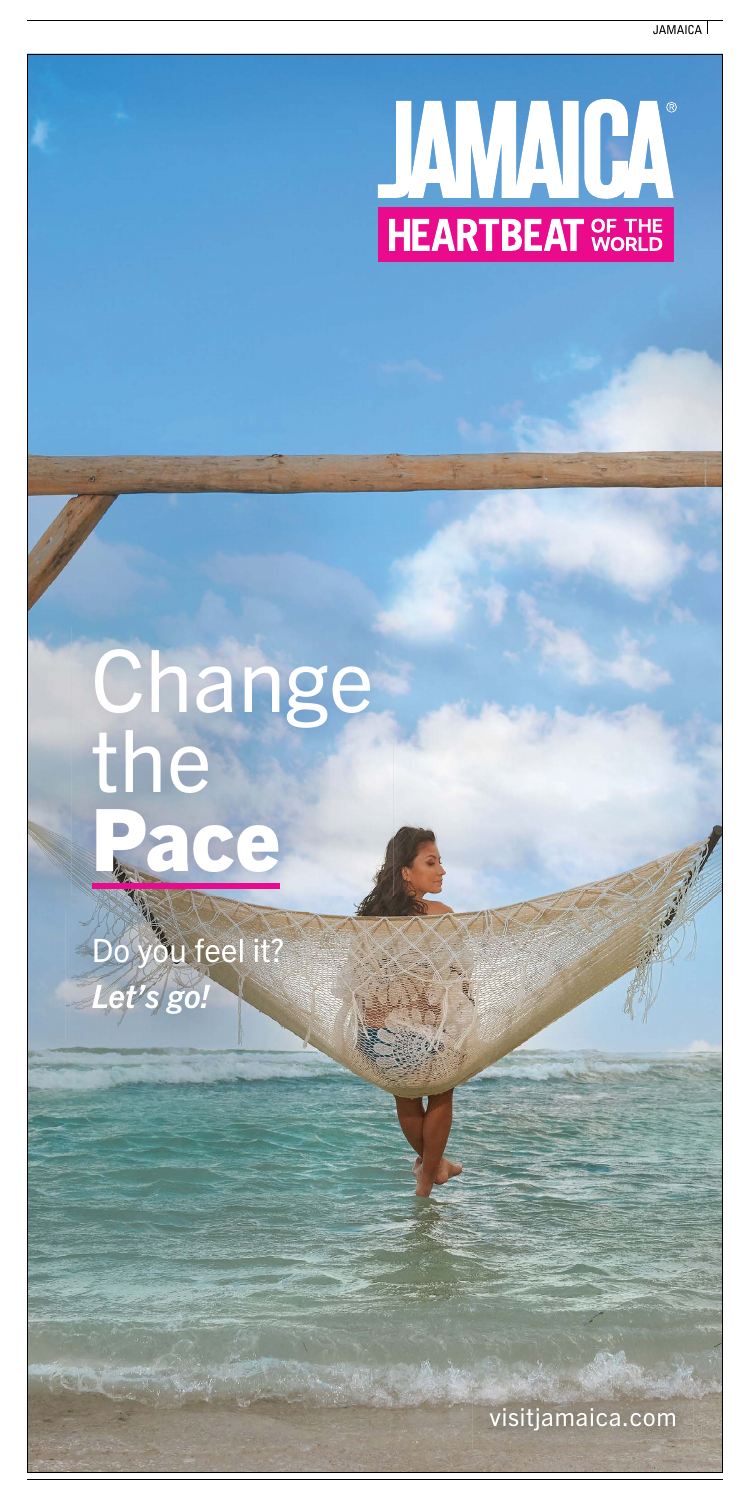# JAMAICA®

**HEARTBEAT OF THE WORLD**

# Change the **Pace**

Do you feel it?

***Let's go!***

visitjamaica.com